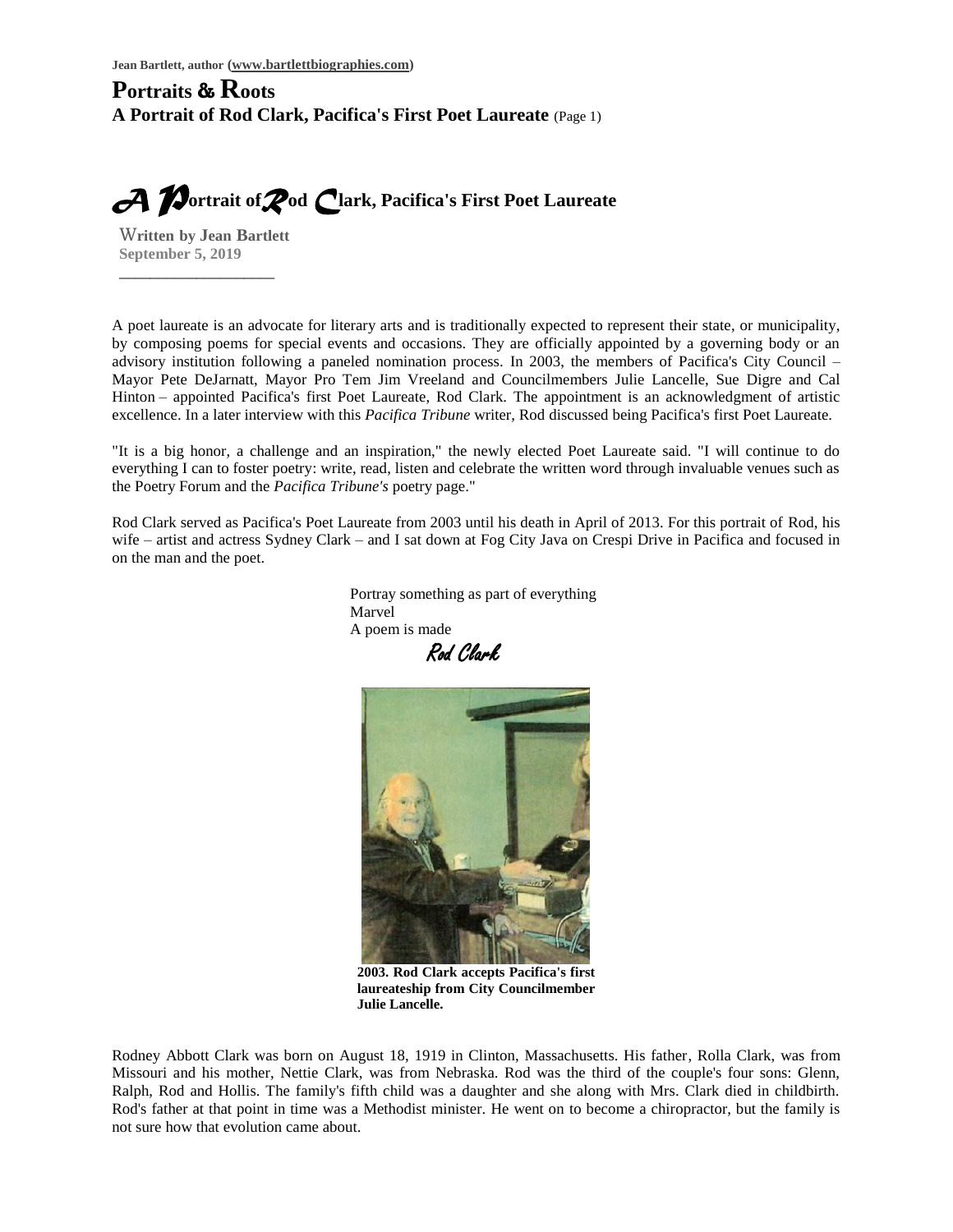Jean Bartlett, author (www.bartlettbiographies.com)

# Portraits & Roots

**A Portrait of Rod Clark, Pacifica's First Poet Laureate** (Page 1)

## A Portrait of Rod Clark, Pacifica's First Poet Laureate

**Written by Jean Bartlett**
**September 5, 2019**

---

A poet laureate is an advocate for literary arts and is traditionally expected to represent their state, or municipality, by composing poems for special events and occasions. They are officially appointed by a governing body or an advisory institution following a paneled nomination process. In 2003, the members of Pacifica's City Council – Mayor Pete DeJarnatt, Mayor Pro Tem Jim Vreeland and Councilmembers Julie Lancelle, Sue Digre and Cal Hinton – appointed Pacifica's first Poet Laureate, Rod Clark. The appointment is an acknowledgment of artistic excellence. In a later interview with this *Pacifica Tribune* writer, Rod discussed being Pacifica's first Poet Laureate.

"It is a big honor, a challenge and an inspiration," the newly elected Poet Laureate said. "I will continue to do everything I can to foster poetry: write, read, listen and celebrate the written word through invaluable venues such as the Poetry Forum and the *Pacifica Tribune's* poetry page."

Rod Clark served as Pacifica's Poet Laureate from 2003 until his death in April of 2013. For this portrait of Rod, his wife – artist and actress Sydney Clark – and I sat down at Fog City Java on Crespi Drive in Pacifica and focused in on the man and the poet.

Portray something as part of everything
Marvel
A poem is made

*Rod Clark*

**2003. Rod Clark accepts Pacifica's first laureateship from City Councilmember Julie Lancelle.**

Rodney Abbott Clark was born on August 18, 1919 in Clinton, Massachusetts. His father, Rolla Clark, was from Missouri and his mother, Nettie Clark, was from Nebraska. Rod was the third of the couple's four sons: Glenn, Ralph, Rod and Hollis. The family's fifth child was a daughter and she along with Mrs. Clark died in childbirth. Rod's father at that point in time was a Methodist minister. He went on to become a chiropractor, but the family is not sure how that evolution came about.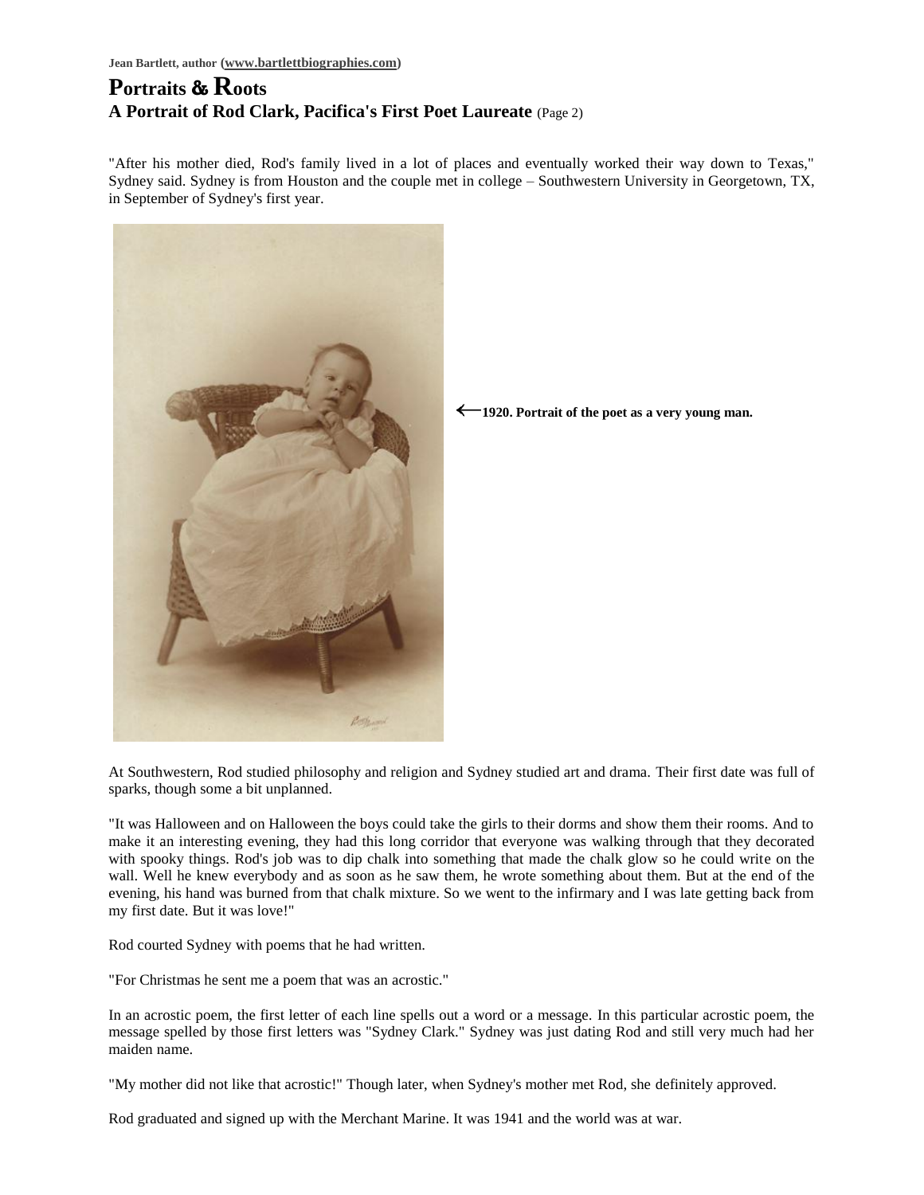"After his mother died, Rod's family lived in a lot of places and eventually worked their way down to Texas," Sydney said. Sydney is from Houston and the couple met in college – Southwestern University in Georgetown, TX, in September of Sydney's first year.

**←1920. Portrait of the poet as a very young man.**

At Southwestern, Rod studied philosophy and religion and Sydney studied art and drama. Their first date was full of sparks, though some a bit unplanned.

"It was Halloween and on Halloween the boys could take the girls to their dorms and show them their rooms. And to make it an interesting evening, they had this long corridor that everyone was walking through that they decorated with spooky things. Rod's job was to dip chalk into something that made the chalk glow so he could write on the wall. Well he knew everybody and as soon as he saw them, he wrote something about them. But at the end of the evening, his hand was burned from that chalk mixture. So we went to the infirmary and I was late getting back from my first date. But it was love!"

Rod courted Sydney with poems that he had written.

"For Christmas he sent me a poem that was an acrostic."

In an acrostic poem, the first letter of each line spells out a word or a message. In this particular acrostic poem, the message spelled by those first letters was "Sydney Clark." Sydney was just dating Rod and still very much had her maiden name.

"My mother did not like that acrostic!" Though later, when Sydney's mother met Rod, she definitely approved.

Rod graduated and signed up with the Merchant Marine. It was 1941 and the world was at war.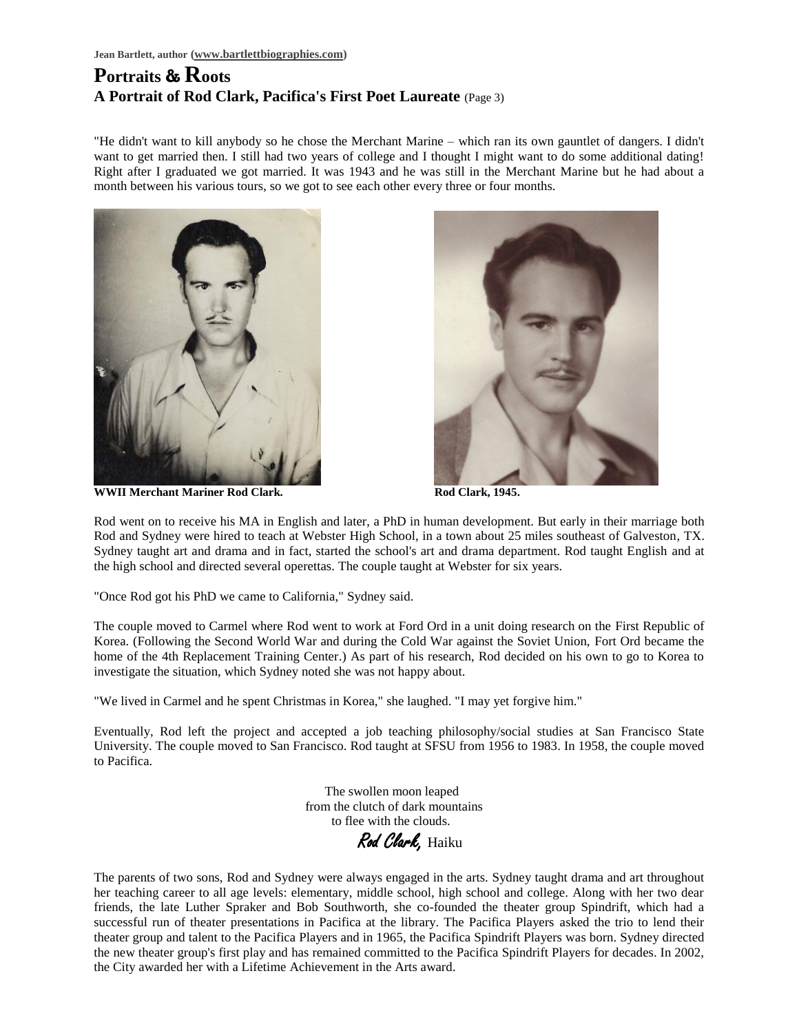"He didn't want to kill anybody so he chose the Merchant Marine – which ran its own gauntlet of dangers. I didn't want to get married then. I still had two years of college and I thought I might want to do some additional dating! Right after I graduated we got married. It was 1943 and he was still in the Merchant Marine but he had about a month between his various tours, so we got to see each other every three or four months.

**WWII Merchant Mariner Rod Clark.**

**Rod Clark, 1945.**

Rod went on to receive his MA in English and later, a PhD in human development. But early in their marriage both Rod and Sydney were hired to teach at Webster High School, in a town about 25 miles southeast of Galveston, TX. Sydney taught art and drama and in fact, started the school's art and drama department. Rod taught English and at the high school and directed several operettas. The couple taught at Webster for six years.

"Once Rod got his PhD we came to California," Sydney said.

The couple moved to Carmel where Rod went to work at Ford Ord in a unit doing research on the First Republic of Korea. (Following the Second World War and during the Cold War against the Soviet Union, Fort Ord became the home of the 4th Replacement Training Center.) As part of his research, Rod decided on his own to go to Korea to investigate the situation, which Sydney noted she was not happy about.

"We lived in Carmel and he spent Christmas in Korea," she laughed. "I may yet forgive him."

Eventually, Rod left the project and accepted a job teaching philosophy/social studies at San Francisco State University. The couple moved to San Francisco. Rod taught at SFSU from 1956 to 1983. In 1958, the couple moved to Pacifica.

The swollen moon leaped
from the clutch of dark mountains
to flee with the clouds.

*Rod Clark,* Haiku

The parents of two sons, Rod and Sydney were always engaged in the arts. Sydney taught drama and art throughout her teaching career to all age levels: elementary, middle school, high school and college. Along with her two dear friends, the late Luther Spraker and Bob Southworth, she co-founded the theater group Spindrift, which had a successful run of theater presentations in Pacifica at the library. The Pacifica Players asked the trio to lend their theater group and talent to the Pacifica Players and in 1965, the Pacifica Spindrift Players was born. Sydney directed the new theater group's first play and has remained committed to the Pacifica Spindrift Players for decades. In 2002, the City awarded her with a Lifetime Achievement in the Arts award.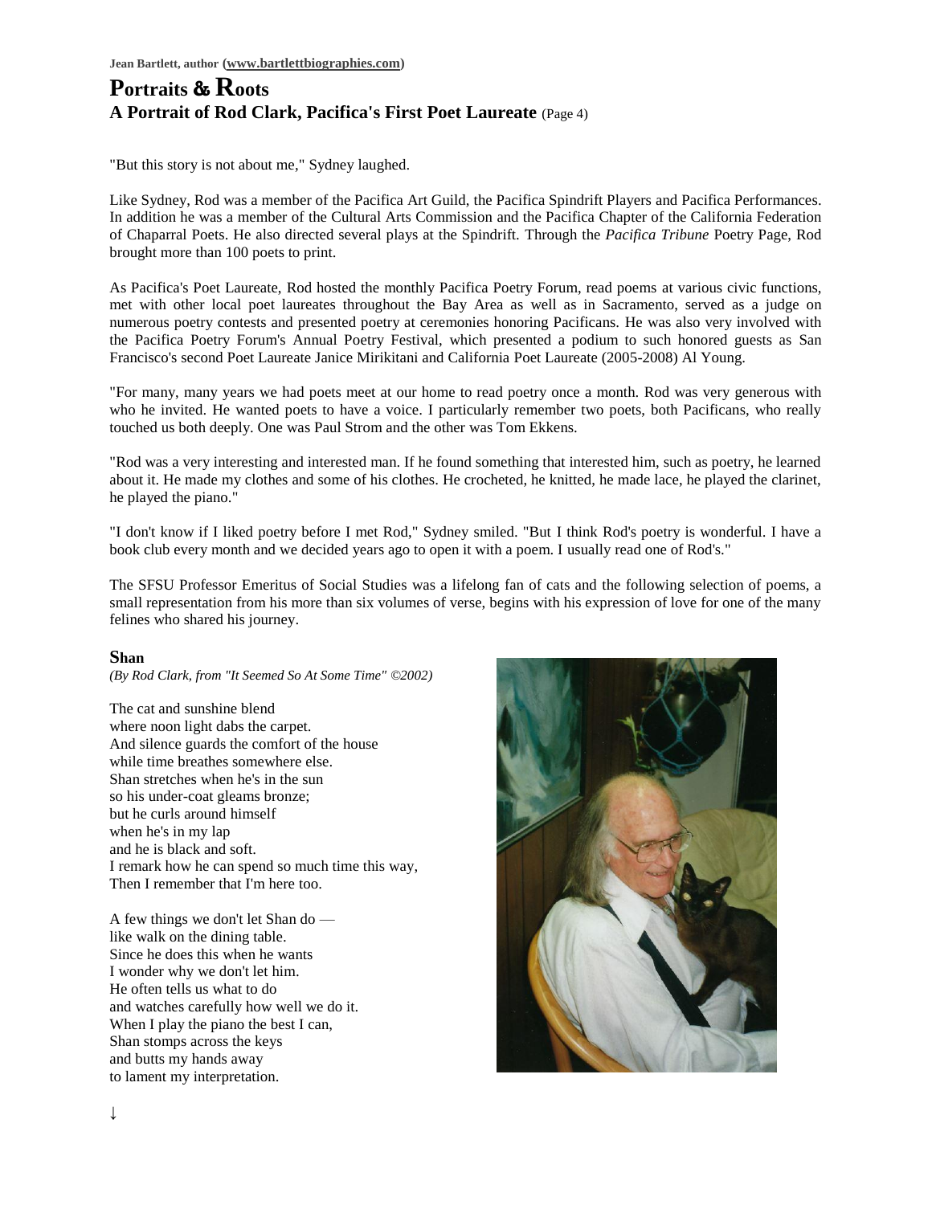"But this story is not about me," Sydney laughed.

Like Sydney, Rod was a member of the Pacifica Art Guild, the Pacifica Spindrift Players and Pacifica Performances. In addition he was a member of the Cultural Arts Commission and the Pacifica Chapter of the California Federation of Chaparral Poets. He also directed several plays at the Spindrift. Through the *Pacifica Tribune* Poetry Page, Rod brought more than 100 poets to print.

As Pacifica's Poet Laureate, Rod hosted the monthly Pacifica Poetry Forum, read poems at various civic functions, met with other local poet laureates throughout the Bay Area as well as in Sacramento, served as a judge on numerous poetry contests and presented poetry at ceremonies honoring Pacificans. He was also very involved with the Pacifica Poetry Forum's Annual Poetry Festival, which presented a podium to such honored guests as San Francisco's second Poet Laureate Janice Mirikitani and California Poet Laureate (2005-2008) Al Young.

"For many, many years we had poets meet at our home to read poetry once a month. Rod was very generous with who he invited. He wanted poets to have a voice. I particularly remember two poets, both Pacificans, who really touched us both deeply. One was Paul Strom and the other was Tom Ekkens.

"Rod was a very interesting and interested man. If he found something that interested him, such as poetry, he learned about it. He made my clothes and some of his clothes. He crocheted, he knitted, he made lace, he played the clarinet, he played the piano."

"I don't know if I liked poetry before I met Rod," Sydney smiled. "But I think Rod's poetry is wonderful. I have a book club every month and we decided years ago to open it with a poem. I usually read one of Rod's."

The SFSU Professor Emeritus of Social Studies was a lifelong fan of cats and the following selection of poems, a small representation from his more than six volumes of verse, begins with his expression of love for one of the many felines who shared his journey.

### Shan

*(By Rod Clark, from "It Seemed So At Some Time" ©2002)*

The cat and sunshine blend  
where noon light dabs the carpet.  
And silence guards the comfort of the house  
while time breathes somewhere else.  
Shan stretches when he's in the sun  
so his under-coat gleams bronze;  
but he curls around himself  
when he's in my lap  
and he is black and soft.  
I remark how he can spend so much time this way,  
Then I remember that I'm here too.

A few things we don't let Shan do —  
like walk on the dining table.  
Since he does this when he wants  
I wonder why we don't let him.  
He often tells us what to do  
and watches carefully how well we do it.  
When I play the piano the best I can,  
Shan stomps across the keys  
and butts my hands away  
to lament my interpretation.

↓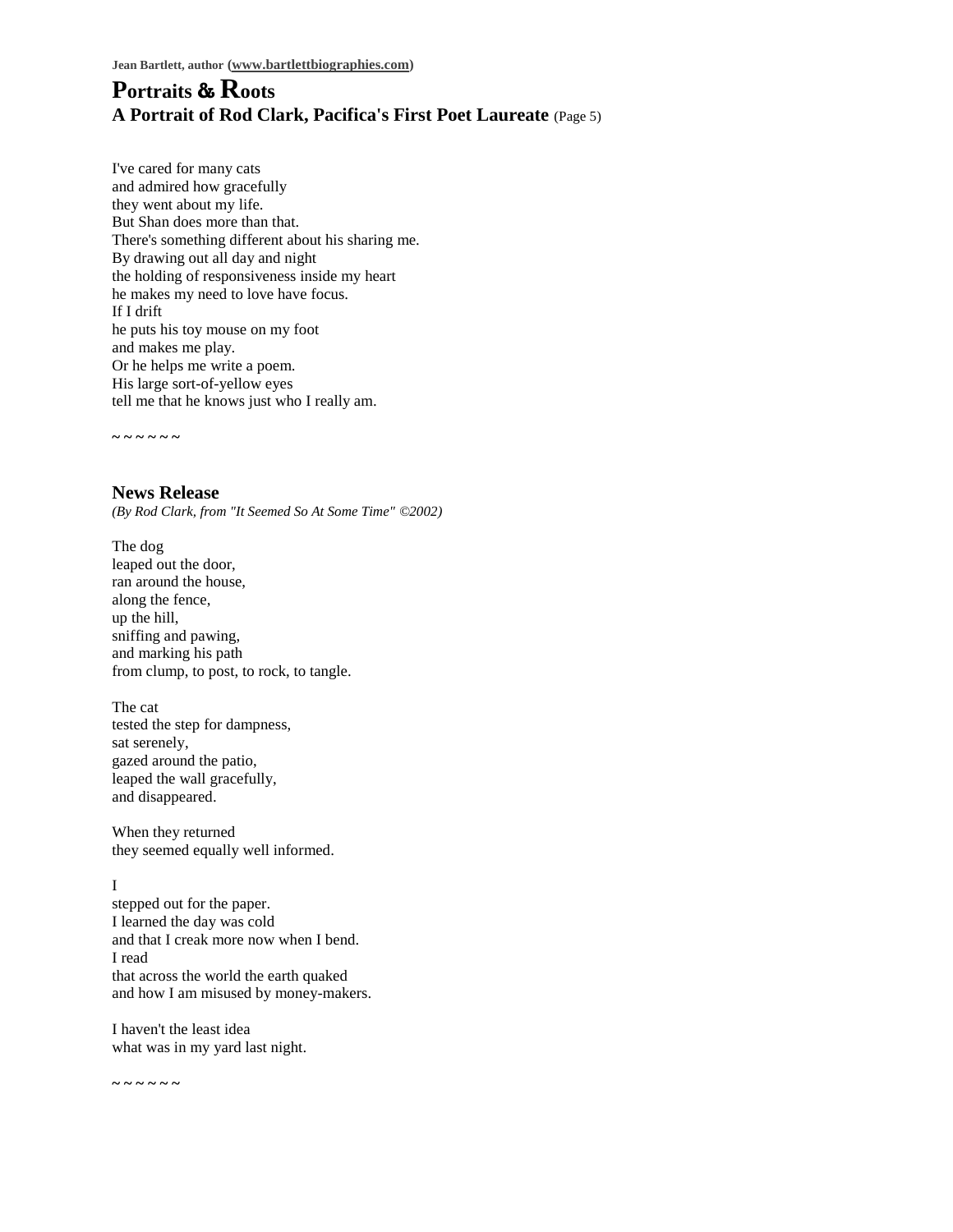I've cared for many cats  
and admired how gracefully  
they went about my life.  
But Shan does more than that.  
There's something different about his sharing me.  
By drawing out all day and night  
the holding of responsiveness inside my heart  
he makes my need to love have focus.  
If I drift  
he puts his toy mouse on my foot  
and makes me play.  
Or he helps me write a poem.  
His large sort-of-yellow eyes  
tell me that he knows just who I really am.

~ ~ ~ ~ ~ ~

### News Release

*(By Rod Clark, from "It Seemed So At Some Time" ©2002)*

The dog  
leaped out the door,  
ran around the house,  
along the fence,  
up the hill,  
sniffing and pawing,  
and marking his path  
from clump, to post, to rock, to tangle.

The cat  
tested the step for dampness,  
sat serenely,  
gazed around the patio,  
leaped the wall gracefully,  
and disappeared.

When they returned  
they seemed equally well informed.

I  
stepped out for the paper.  
I learned the day was cold  
and that I creak more now when I bend.  
I read  
that across the world the earth quaked  
and how I am misused by money-makers.

I haven't the least idea  
what was in my yard last night.

~ ~ ~ ~ ~ ~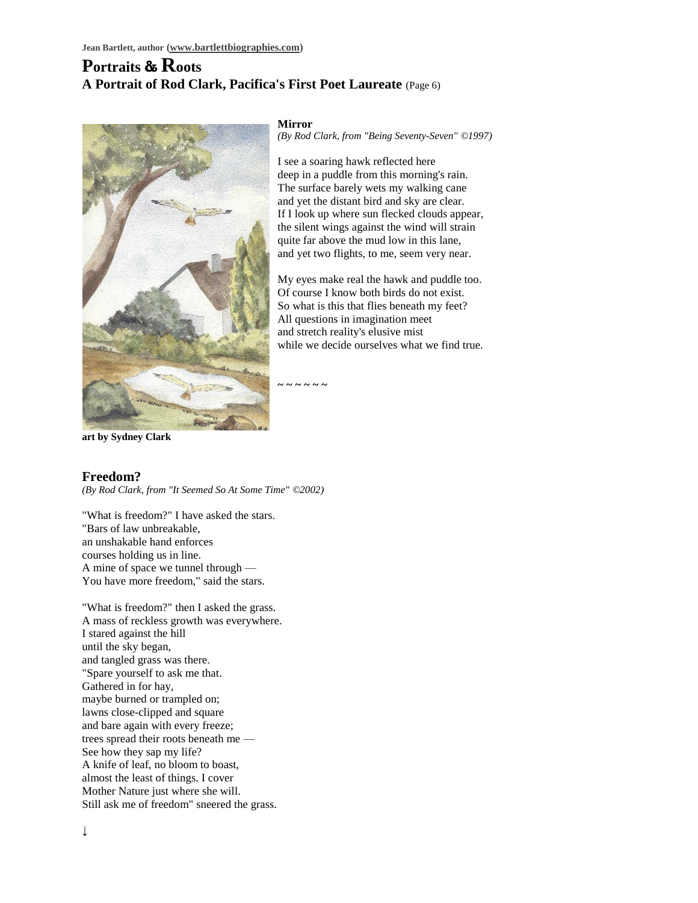Jean Bartlett, author (www.bartlettbiographies.com)

# Portraits & Roots

## A Portrait of Rod Clark, Pacifica's First Poet Laureate (Page 6)

art by Sydney Clark

### Mirror

*(By Rod Clark, from "Being Seventy-Seven" ©1997)*

I see a soaring hawk reflected here  
deep in a puddle from this morning's rain.  
The surface barely wets my walking cane  
and yet the distant bird and sky are clear.  
If I look up where sun flecked clouds appear,  
the silent wings against the wind will strain  
quite far above the mud low in this lane,  
and yet two flights, to me, seem very near.

My eyes make real the hawk and puddle too.  
Of course I know both birds do not exist.  
So what is this that flies beneath my feet?  
All questions in imagination meet  
and stretch reality's elusive mist  
while we decide ourselves what we find true.

~ ~ ~ ~ ~ ~

### Freedom?

*(By Rod Clark, from "It Seemed So At Some Time" ©2002)*

"What is freedom?" I have asked the stars.  
"Bars of law unbreakable,  
an unshakable hand enforces  
courses holding us in line.  
A mine of space we tunnel through —  
You have more freedom," said the stars.

"What is freedom?" then I asked the grass.  
A mass of reckless growth was everywhere.  
I stared against the hill  
until the sky began,  
and tangled grass was there.  
"Spare yourself to ask me that.  
Gathered in for hay,  
maybe burned or trampled on;  
lawns close-clipped and square  
and bare again with every freeze;  
trees spread their roots beneath me —  
See how they sap my life?  
A knife of leaf, no bloom to boast,  
almost the least of things. I cover  
Mother Nature just where she will.  
Still ask me of freedom" sneered the grass.

↓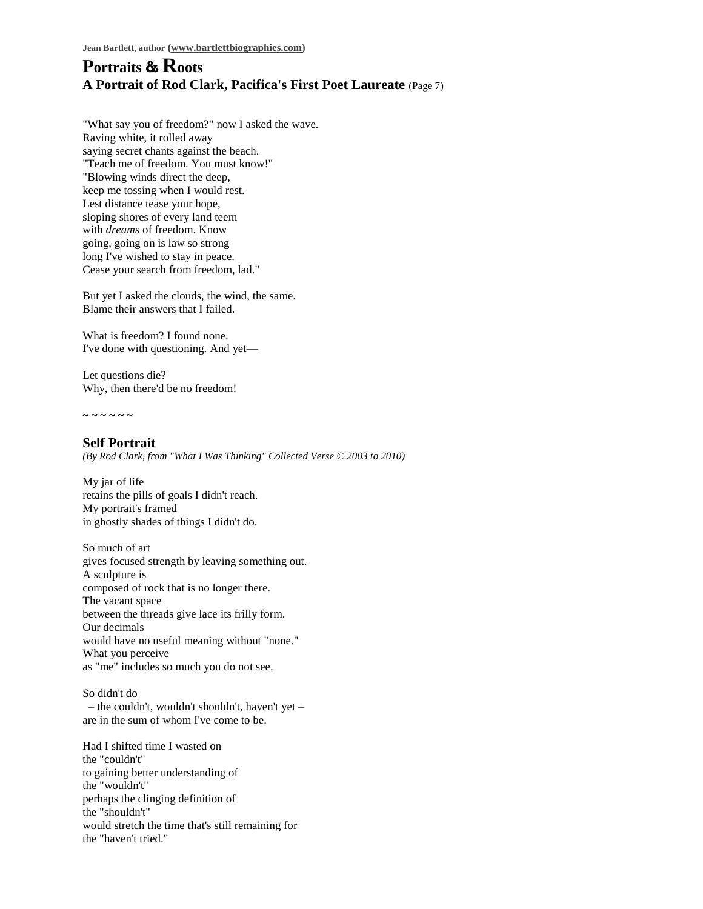"What say you of freedom?" now I asked the wave.
Raving white, it rolled away
saying secret chants against the beach.
"Teach me of freedom. You must know!"
"Blowing winds direct the deep,
keep me tossing when I would rest.
Lest distance tease your hope,
sloping shores of every land teem
with *dreams* of freedom. Know
going, going on is law so strong
long I've wished to stay in peace.
Cease your search from freedom, lad."

But yet I asked the clouds, the wind, the same.
Blame their answers that I failed.

What is freedom? I found none.
I've done with questioning. And yet—

Let questions die?
Why, then there'd be no freedom!

~ ~ ~ ~ ~ ~

### Self Portrait

*(By Rod Clark, from "What I Was Thinking" Collected Verse © 2003 to 2010)*

My jar of life
retains the pills of goals I didn't reach.
My portrait's framed
in ghostly shades of things I didn't do.

So much of art
gives focused strength by leaving something out.
A sculpture is
composed of rock that is no longer there.
The vacant space
between the threads give lace its frilly form.
Our decimals
would have no useful meaning without "none."
What you perceive
as "me" includes so much you do not see.

So didn't do
– the couldn't, wouldn't shouldn't, haven't yet –
are in the sum of whom I've come to be.

Had I shifted time I wasted on
the "couldn't"
to gaining better understanding of
the "wouldn't"
perhaps the clinging definition of
the "shouldn't"
would stretch the time that's still remaining for
the "haven't tried."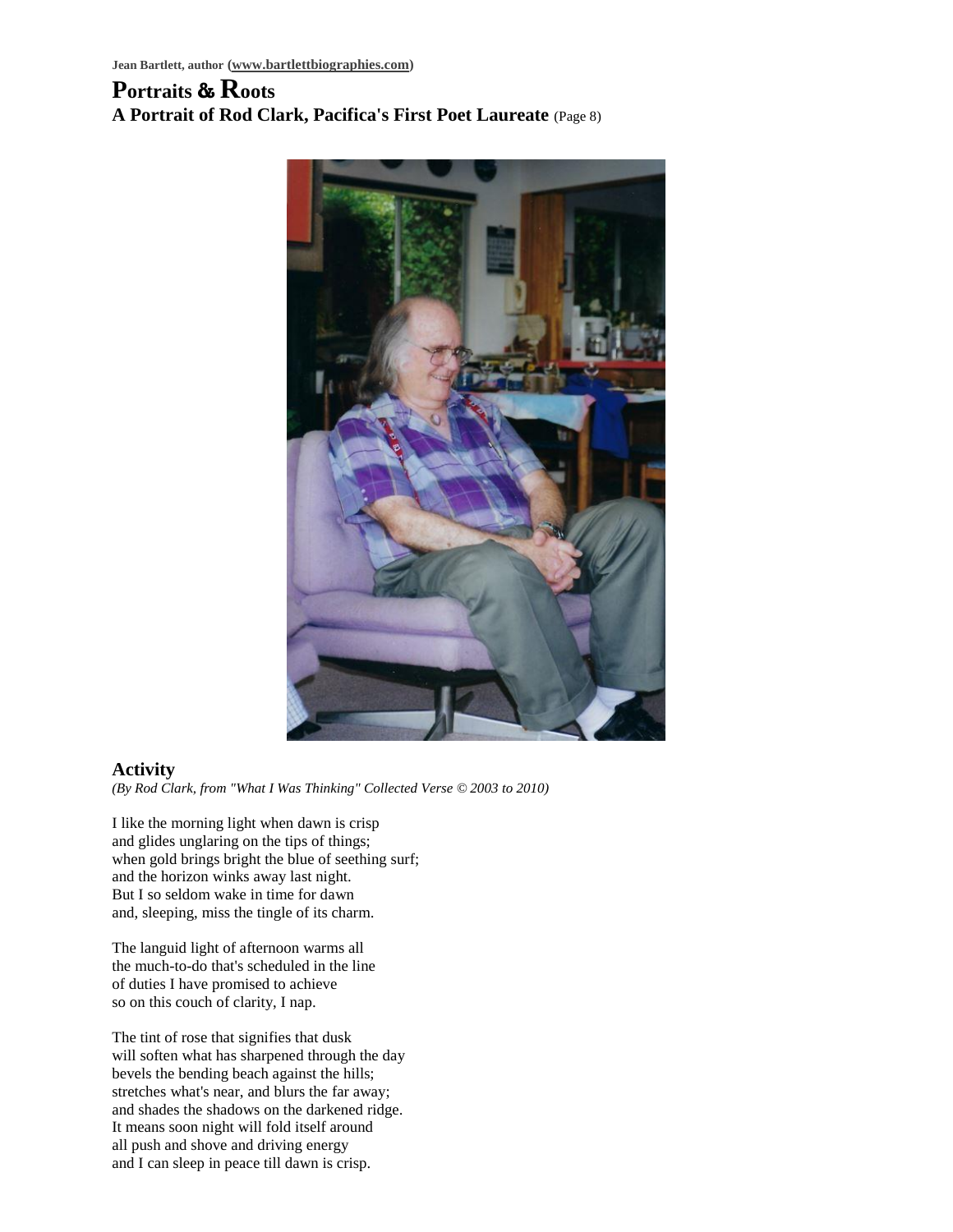Jean Bartlett, author (www.bartlettbiographies.com)

# Portraits & Roots

## A Portrait of Rod Clark, Pacifica's First Poet Laureate (Page 8)

### Activity

*(By Rod Clark, from "What I Was Thinking" Collected Verse © 2003 to 2010)*

I like the morning light when dawn is crisp
and glides unglaring on the tips of things;
when gold brings bright the blue of seething surf;
and the horizon winks away last night.
But I so seldom wake in time for dawn
and, sleeping, miss the tingle of its charm.

The languid light of afternoon warms all
the much-to-do that's scheduled in the line
of duties I have promised to achieve
so on this couch of clarity, I nap.

The tint of rose that signifies that dusk
will soften what has sharpened through the day
bevels the bending beach against the hills;
stretches what's near, and blurs the far away;
and shades the shadows on the darkened ridge.
It means soon night will fold itself around
all push and shove and driving energy
and I can sleep in peace till dawn is crisp.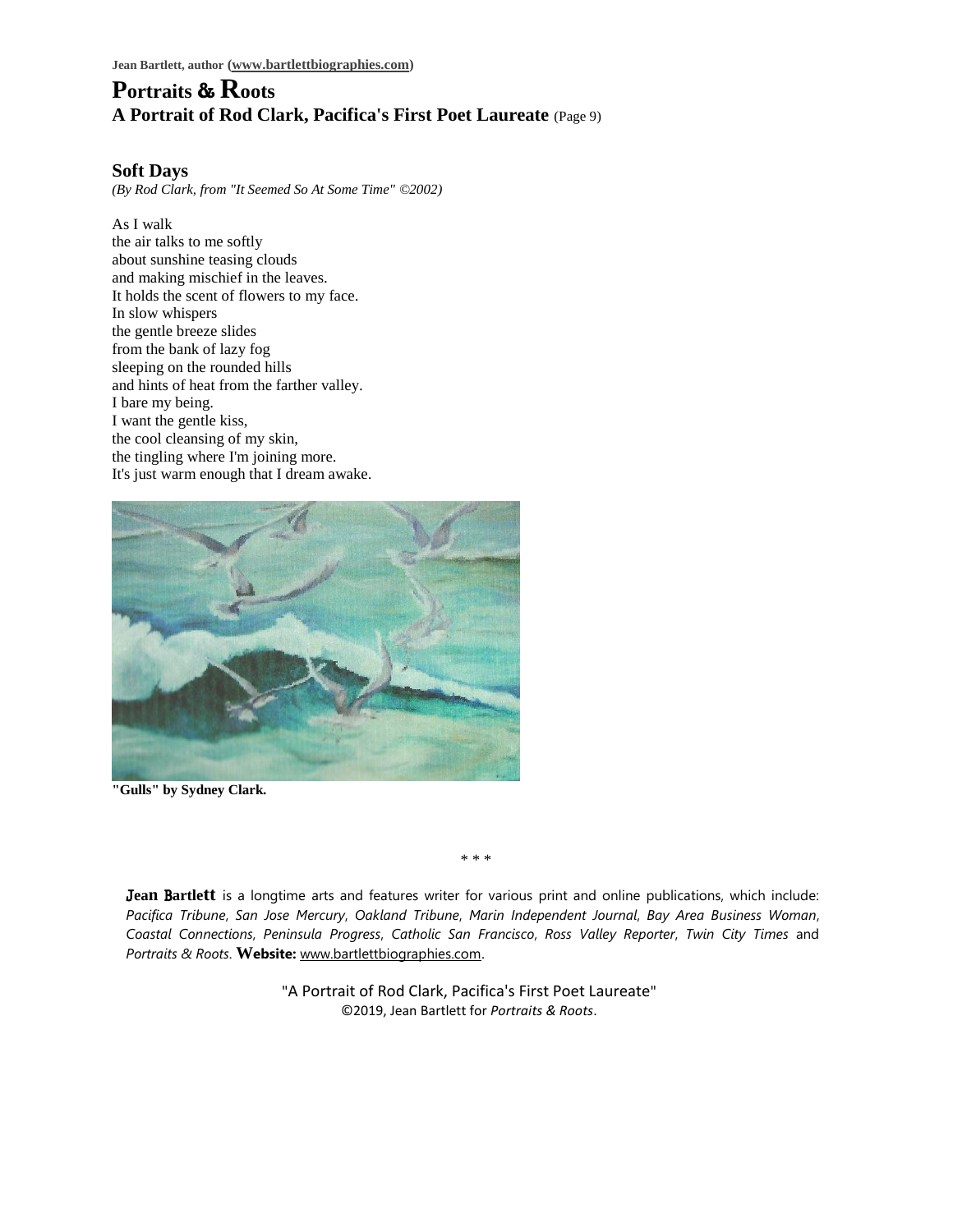## Soft Days

*(By Rod Clark, from "It Seemed So At Some Time" ©2002)*

As I walk
the air talks to me softly
about sunshine teasing clouds
and making mischief in the leaves.
It holds the scent of flowers to my face.
In slow whispers
the gentle breeze slides
from the bank of lazy fog
sleeping on the rounded hills
and hints of heat from the farther valley.
I bare my being.
I want the gentle kiss,
the cool cleansing of my skin,
the tingling where I'm joining more.
It's just warm enough that I dream awake.

**"Gulls" by Sydney Clark.**

* * *

**Jean Bartlett** is a longtime arts and features writer for various print and online publications, which include: *Pacifica Tribune*, *San Jose Mercury*, *Oakland Tribune*, *Marin Independent Journal*, *Bay Area Business Woman*, *Coastal Connections*, *Peninsula Progress*, *Catholic San Francisco*, *Ross Valley Reporter*, *Twin City Times* and *Portraits & Roots*. **Website:** www.bartlettbiographies.com.

"A Portrait of Rod Clark, Pacifica's First Poet Laureate"
©2019, Jean Bartlett for *Portraits & Roots*.